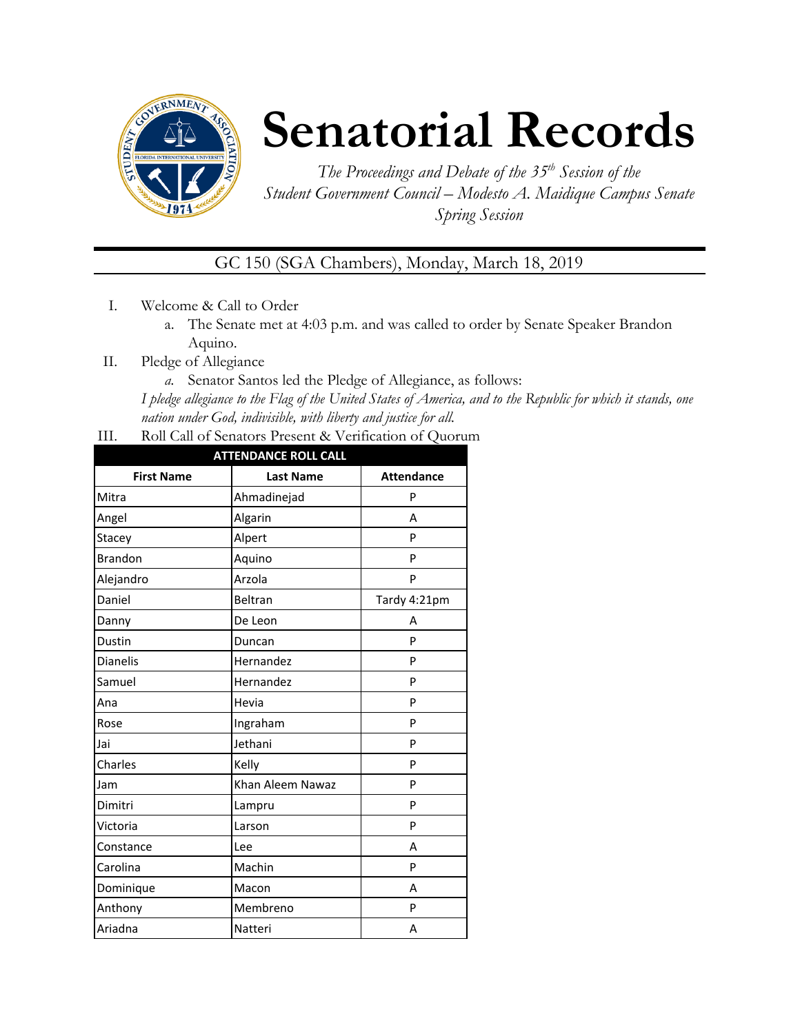# Senatorial Records

*The Proceedings and Debate of the 35th Session of the Student Government Council – Modesto A. Maidique Campus Senate Spring Session*

GC 150 (SGA Chambers), Monday, March 18, 2019

I. Welcome & Call to Order
   a. The Senate met at 4:03 p.m. and was called to order by Senate Speaker Brandon Aquino.

II. Pledge of Allegiance
   a. Senator Santos led the Pledge of Allegiance, as follows:
   *I pledge allegiance to the Flag of the United States of America, and to the Republic for which it stands, one nation under God, indivisible, with liberty and justice for all.*

III. Roll Call of Senators Present & Verification of Quorum

| ATTENDANCE ROLL CALL | | |
|---|---|---|
| **First Name** | **Last Name** | **Attendance** |
| Mitra | Ahmadinejad | P |
| Angel | Algarin | A |
| Stacey | Alpert | P |
| Brandon | Aquino | P |
| Alejandro | Arzola | P |
| Daniel | Beltran | Tardy 4:21pm |
| Danny | De Leon | A |
| Dustin | Duncan | P |
| Dianelis | Hernandez | P |
| Samuel | Hernandez | P |
| Ana | Hevia | P |
| Rose | Ingraham | P |
| Jai | Jethani | P |
| Charles | Kelly | P |
| Jam | Khan Aleem Nawaz | P |
| Dimitri | Lampru | P |
| Victoria | Larson | P |
| Constance | Lee | A |
| Carolina | Machin | P |
| Dominique | Macon | A |
| Anthony | Membreno | P |
| Ariadna | Natteri | A |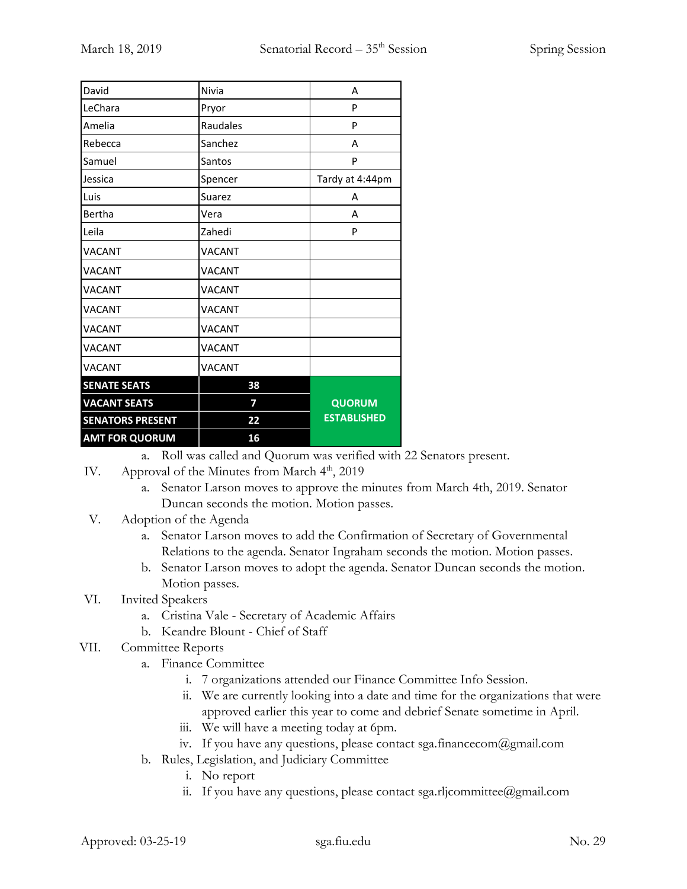| David | Nivia | A |
|---|---|---|
| LeChara | Pryor | P |
| Amelia | Raudales | P |
| Rebecca | Sanchez | A |
| Samuel | Santos | P |
| Jessica | Spencer | Tardy at 4:44pm |
| Luis | Suarez | A |
| Bertha | Vera | A |
| Leila | Zahedi | P |
| VACANT | VACANT | |
| VACANT | VACANT | |
| VACANT | VACANT | |
| VACANT | VACANT | |
| VACANT | VACANT | |
| VACANT | VACANT | |
| VACANT | VACANT | |
| **SENATE SEATS** | **38** | **QUORUM ESTABLISHED** |
| **VACANT SEATS** | **7** | |
| **SENATORS PRESENT** | **22** | |
| **AMT FOR QUORUM** | **16** | |

a. Roll was called and Quorum was verified with 22 Senators present.

IV. Approval of the Minutes from March 4th, 2019

a. Senator Larson moves to approve the minutes from March 4th, 2019. Senator Duncan seconds the motion. Motion passes.

V. Adoption of the Agenda

a. Senator Larson moves to add the Confirmation of Secretary of Governmental Relations to the agenda. Senator Ingraham seconds the motion. Motion passes.

b. Senator Larson moves to adopt the agenda. Senator Duncan seconds the motion. Motion passes.

VI. Invited Speakers

a. Cristina Vale - Secretary of Academic Affairs

b. Keandre Blount - Chief of Staff

VII. Committee Reports

a. Finance Committee

i. 7 organizations attended our Finance Committee Info Session.

ii. We are currently looking into a date and time for the organizations that were approved earlier this year to come and debrief Senate sometime in April.

iii. We will have a meeting today at 6pm.

iv. If you have any questions, please contact sga.financecom@gmail.com

b. Rules, Legislation, and Judiciary Committee

i. No report

ii. If you have any questions, please contact sga.rljcommittee@gmail.com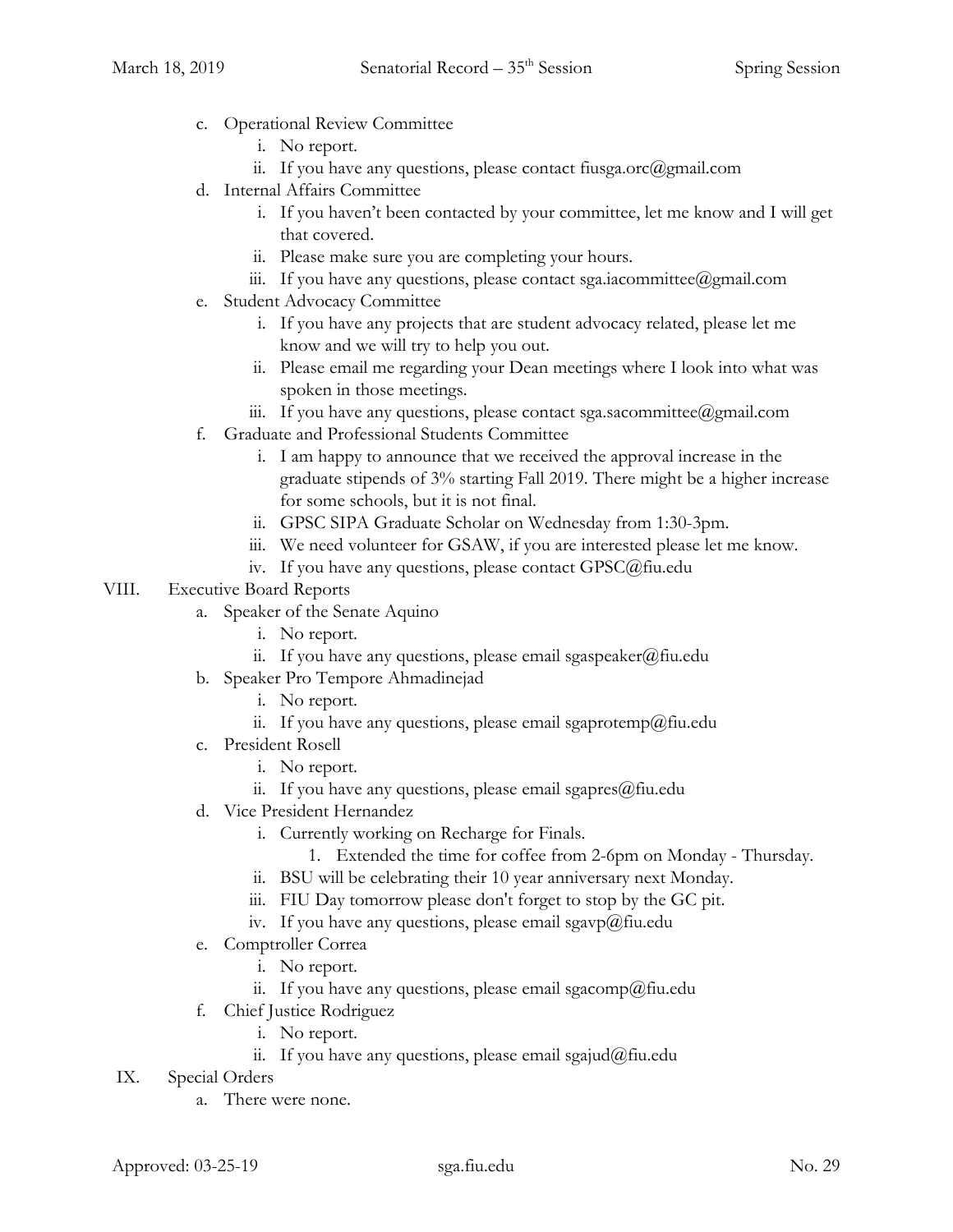c. Operational Review Committee
   i. No report.
   ii. If you have any questions, please contact fiusga.orc@gmail.com

d. Internal Affairs Committee
   i. If you haven't been contacted by your committee, let me know and I will get that covered.
   ii. Please make sure you are completing your hours.
   iii. If you have any questions, please contact sga.iacommittee@gmail.com

e. Student Advocacy Committee
   i. If you have any projects that are student advocacy related, please let me know and we will try to help you out.
   ii. Please email me regarding your Dean meetings where I look into what was spoken in those meetings.
   iii. If you have any questions, please contact sga.sacommittee@gmail.com

f. Graduate and Professional Students Committee
   i. I am happy to announce that we received the approval increase in the graduate stipends of 3% starting Fall 2019. There might be a higher increase for some schools, but it is not final.
   ii. GPSC SIPA Graduate Scholar on Wednesday from 1:30-3pm.
   iii. We need volunteer for GSAW, if you are interested please let me know.
   iv. If you have any questions, please contact GPSC@fiu.edu

VIII. Executive Board Reports

a. Speaker of the Senate Aquino
   i. No report.
   ii. If you have any questions, please email sgaspeaker@fiu.edu

b. Speaker Pro Tempore Ahmadinejad
   i. No report.
   ii. If you have any questions, please email sgaprotemp@fiu.edu

c. President Rosell
   i. No report.
   ii. If you have any questions, please email sgapres@fiu.edu

d. Vice President Hernandez
   i. Currently working on Recharge for Finals.
      1. Extended the time for coffee from 2-6pm on Monday - Thursday.
   ii. BSU will be celebrating their 10 year anniversary next Monday.
   iii. FIU Day tomorrow please don't forget to stop by the GC pit.
   iv. If you have any questions, please email sgavp@fiu.edu

e. Comptroller Correa
   i. No report.
   ii. If you have any questions, please email sgacomp@fiu.edu

f. Chief Justice Rodriguez
   i. No report.
   ii. If you have any questions, please email sgajud@fiu.edu

IX. Special Orders

a. There were none.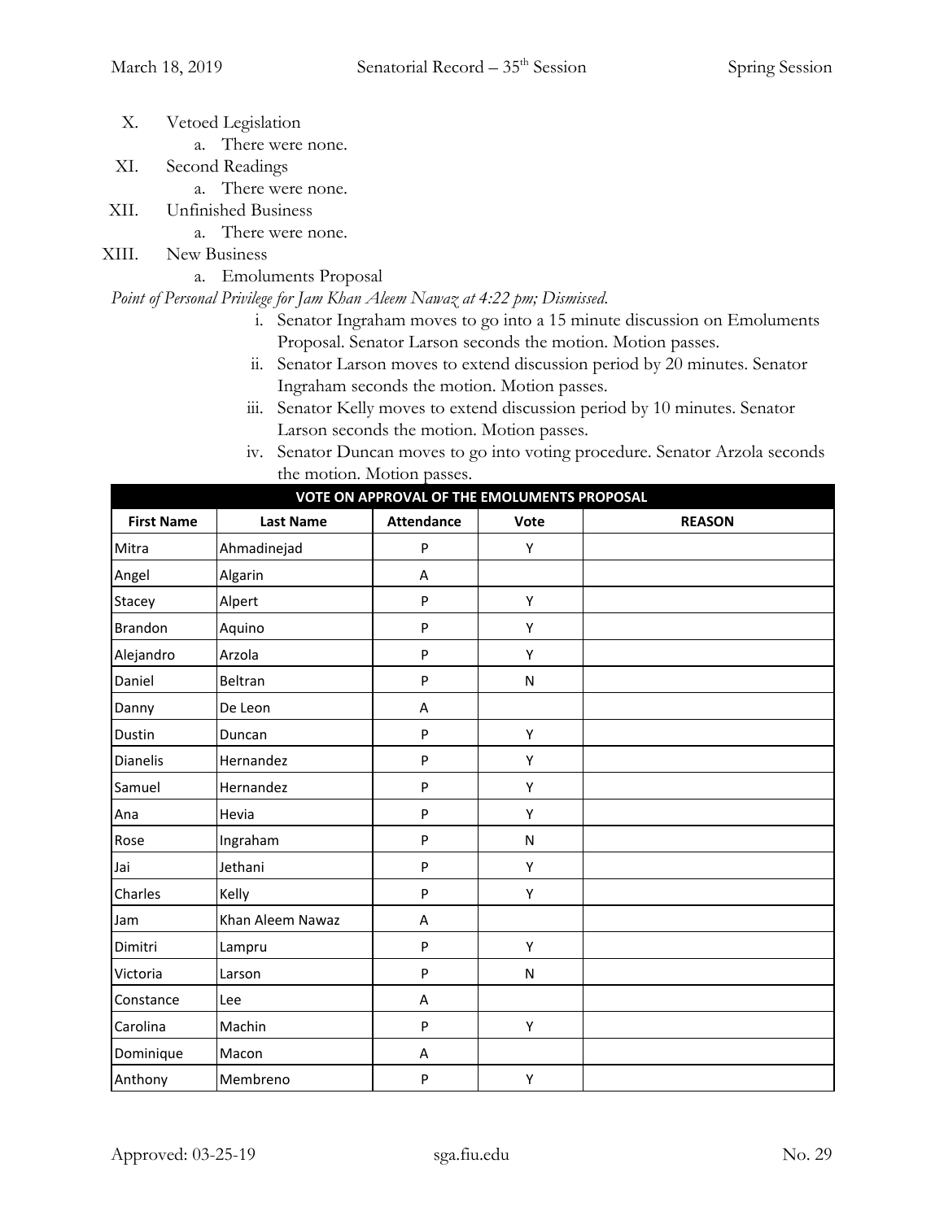X. Vetoed Legislation
   a. There were none.

XI. Second Readings
   a. There were none.

XII. Unfinished Business
   a. There were none.

XIII. New Business
   a. Emoluments Proposal

*Point of Personal Privilege for Jam Khan Aleem Nawaz at 4:22 pm; Dismissed.*

i. Senator Ingraham moves to go into a 15 minute discussion on Emoluments Proposal. Senator Larson seconds the motion. Motion passes.

ii. Senator Larson moves to extend discussion period by 20 minutes. Senator Ingraham seconds the motion. Motion passes.

iii. Senator Kelly moves to extend discussion period by 10 minutes. Senator Larson seconds the motion. Motion passes.

iv. Senator Duncan moves to go into voting procedure. Senator Arzola seconds the motion. Motion passes.

| VOTE ON APPROVAL OF THE EMOLUMENTS PROPOSAL | | | | |
|---|---|---|---|---|
| **First Name** | **Last Name** | **Attendance** | **Vote** | **REASON** |
| Mitra | Ahmadinejad | P | Y | |
| Angel | Algarin | A | | |
| Stacey | Alpert | P | Y | |
| Brandon | Aquino | P | Y | |
| Alejandro | Arzola | P | Y | |
| Daniel | Beltran | P | N | |
| Danny | De Leon | A | | |
| Dustin | Duncan | P | Y | |
| Dianelis | Hernandez | P | Y | |
| Samuel | Hernandez | P | Y | |
| Ana | Hevia | P | Y | |
| Rose | Ingraham | P | N | |
| Jai | Jethani | P | Y | |
| Charles | Kelly | P | Y | |
| Jam | Khan Aleem Nawaz | A | | |
| Dimitri | Lampru | P | Y | |
| Victoria | Larson | P | N | |
| Constance | Lee | A | | |
| Carolina | Machin | P | Y | |
| Dominique | Macon | A | | |
| Anthony | Membreno | P | Y | |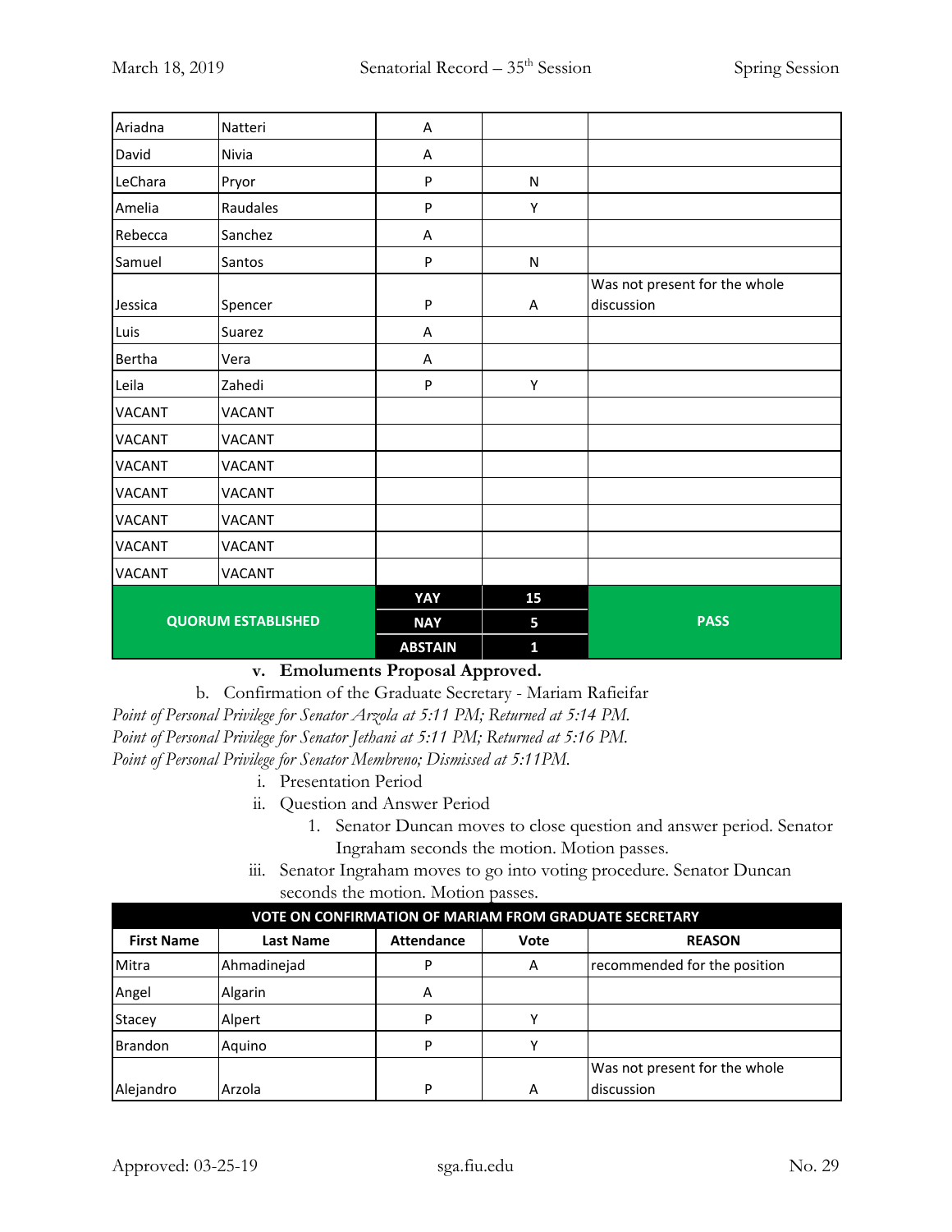| | | | | |
|---|---|---|---|---|
| Ariadna | Natteri | A | | |
| David | Nivia | A | | |
| LeChara | Pryor | P | N | |
| Amelia | Raudales | P | Y | |
| Rebecca | Sanchez | A | | |
| Samuel | Santos | P | N | |
| Jessica | Spencer | P | A | Was not present for the whole discussion |
| Luis | Suarez | A | | |
| Bertha | Vera | A | | |
| Leila | Zahedi | P | Y | |
| VACANT | VACANT | | | |
| VACANT | VACANT | | | |
| VACANT | VACANT | | | |
| VACANT | VACANT | | | |
| VACANT | VACANT | | | |
| VACANT | VACANT | | | |
| VACANT | VACANT | | | |
| **QUORUM ESTABLISHED** | | **YAY** | **15** | **PASS** |
| | | **NAY** | **5** | |
| | | **ABSTAIN** | **1** | |

v. **Emoluments Proposal Approved.**

b. Confirmation of the Graduate Secretary - Mariam Rafieifar

*Point of Personal Privilege for Senator Arzola at 5:11 PM; Returned at 5:14 PM.*
*Point of Personal Privilege for Senator Jethani at 5:11 PM; Returned at 5:16 PM.*
*Point of Personal Privilege for Senator Membreno; Dismissed at 5:11PM.*

i. Presentation Period

ii. Question and Answer Period

1. Senator Duncan moves to close question and answer period. Senator Ingraham seconds the motion. Motion passes.

iii. Senator Ingraham moves to go into voting procedure. Senator Duncan seconds the motion. Motion passes.

| VOTE ON CONFIRMATION OF MARIAM FROM GRADUATE SECRETARY | | | | |
|---|---|---|---|---|
| **First Name** | **Last Name** | **Attendance** | **Vote** | **REASON** |
| Mitra | Ahmadinejad | P | A | recommended for the position |
| Angel | Algarin | A | | |
| Stacey | Alpert | P | Y | |
| Brandon | Aquino | P | Y | |
| Alejandro | Arzola | P | A | Was not present for the whole discussion |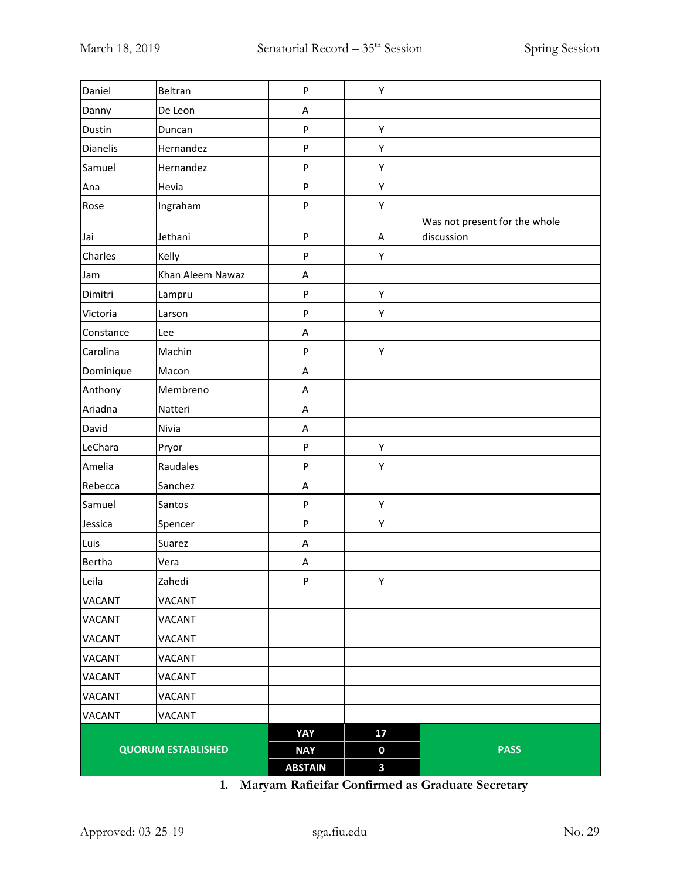| Daniel | Beltran | P | Y | |
|---|---|---|---|---|
| Danny | De Leon | A | | |
| Dustin | Duncan | P | Y | |
| Dianelis | Hernandez | P | Y | |
| Samuel | Hernandez | P | Y | |
| Ana | Hevia | P | Y | |
| Rose | Ingraham | P | Y | |
| Jai | Jethani | P | A | Was not present for the whole discussion |
| Charles | Kelly | P | Y | |
| Jam | Khan Aleem Nawaz | A | | |
| Dimitri | Lampru | P | Y | |
| Victoria | Larson | P | Y | |
| Constance | Lee | A | | |
| Carolina | Machin | P | Y | |
| Dominique | Macon | A | | |
| Anthony | Membreno | A | | |
| Ariadna | Natteri | A | | |
| David | Nivia | A | | |
| LeChara | Pryor | P | Y | |
| Amelia | Raudales | P | Y | |
| Rebecca | Sanchez | A | | |
| Samuel | Santos | P | Y | |
| Jessica | Spencer | P | Y | |
| Luis | Suarez | A | | |
| Bertha | Vera | A | | |
| Leila | Zahedi | P | Y | |
| VACANT | VACANT | | | |
| VACANT | VACANT | | | |
| VACANT | VACANT | | | |
| VACANT | VACANT | | | |
| VACANT | VACANT | | | |
| VACANT | VACANT | | | |
| VACANT | VACANT | | | |
| **QUORUM ESTABLISHED** | | **YAY** | **17** | **PASS** |
| | | **NAY** | **0** | |
| | | **ABSTAIN** | **3** | |

**1. Maryam Rafieifar Confirmed as Graduate Secretary**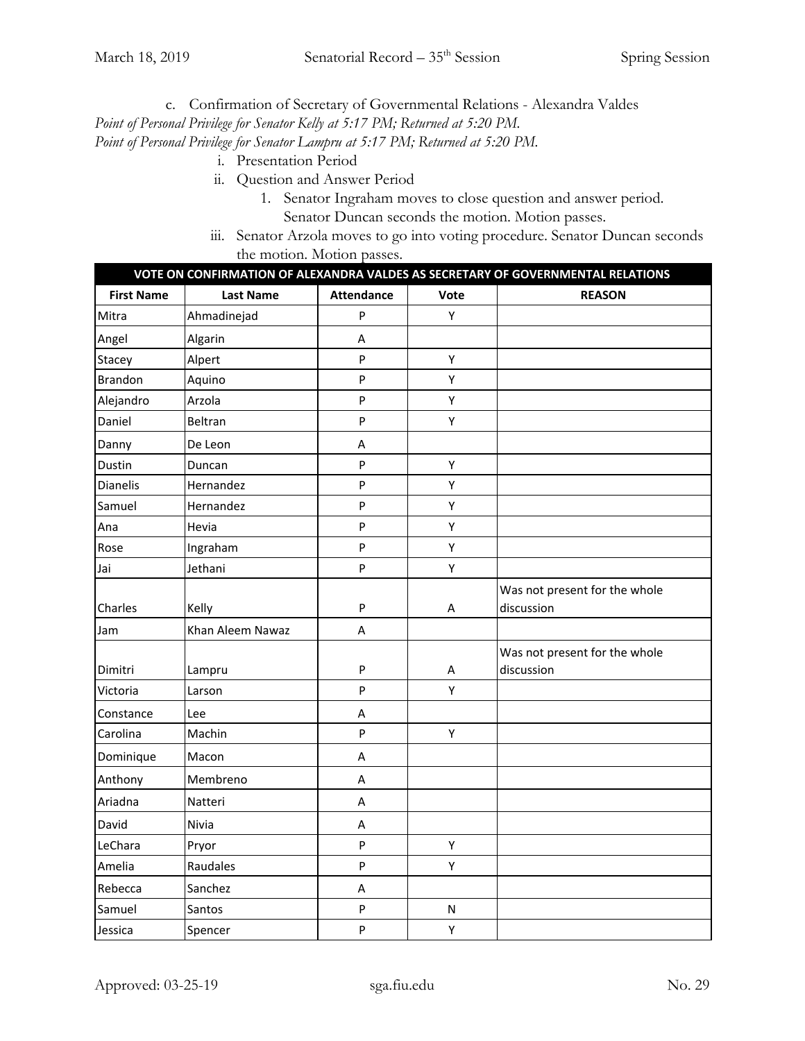c. Confirmation of Secretary of Governmental Relations - Alexandra Valdes

*Point of Personal Privilege for Senator Kelly at 5:17 PM; Returned at 5:20 PM.*

*Point of Personal Privilege for Senator Lampru at 5:17 PM; Returned at 5:20 PM.*

i. Presentation Period

ii. Question and Answer Period

1. Senator Ingraham moves to close question and answer period. Senator Duncan seconds the motion. Motion passes.

iii. Senator Arzola moves to go into voting procedure. Senator Duncan seconds the motion. Motion passes.

| VOTE ON CONFIRMATION OF ALEXANDRA VALDES AS SECRETARY OF GOVERNMENTAL RELATIONS | | | | |
|---|---|---|---|---|
| **First Name** | **Last Name** | **Attendance** | **Vote** | **REASON** |
| Mitra | Ahmadinejad | P | Y | |
| Angel | Algarin | A | | |
| Stacey | Alpert | P | Y | |
| Brandon | Aquino | P | Y | |
| Alejandro | Arzola | P | Y | |
| Daniel | Beltran | P | Y | |
| Danny | De Leon | A | | |
| Dustin | Duncan | P | Y | |
| Dianelis | Hernandez | P | Y | |
| Samuel | Hernandez | P | Y | |
| Ana | Hevia | P | Y | |
| Rose | Ingraham | P | Y | |
| Jai | Jethani | P | Y | |
| Charles | Kelly | P | A | Was not present for the whole discussion |
| Jam | Khan Aleem Nawaz | A | | |
| Dimitri | Lampru | P | A | Was not present for the whole discussion |
| Victoria | Larson | P | Y | |
| Constance | Lee | A | | |
| Carolina | Machin | P | Y | |
| Dominique | Macon | A | | |
| Anthony | Membreno | A | | |
| Ariadna | Natteri | A | | |
| David | Nivia | A | | |
| LeChara | Pryor | P | Y | |
| Amelia | Raudales | P | Y | |
| Rebecca | Sanchez | A | | |
| Samuel | Santos | P | N | |
| Jessica | Spencer | P | Y | |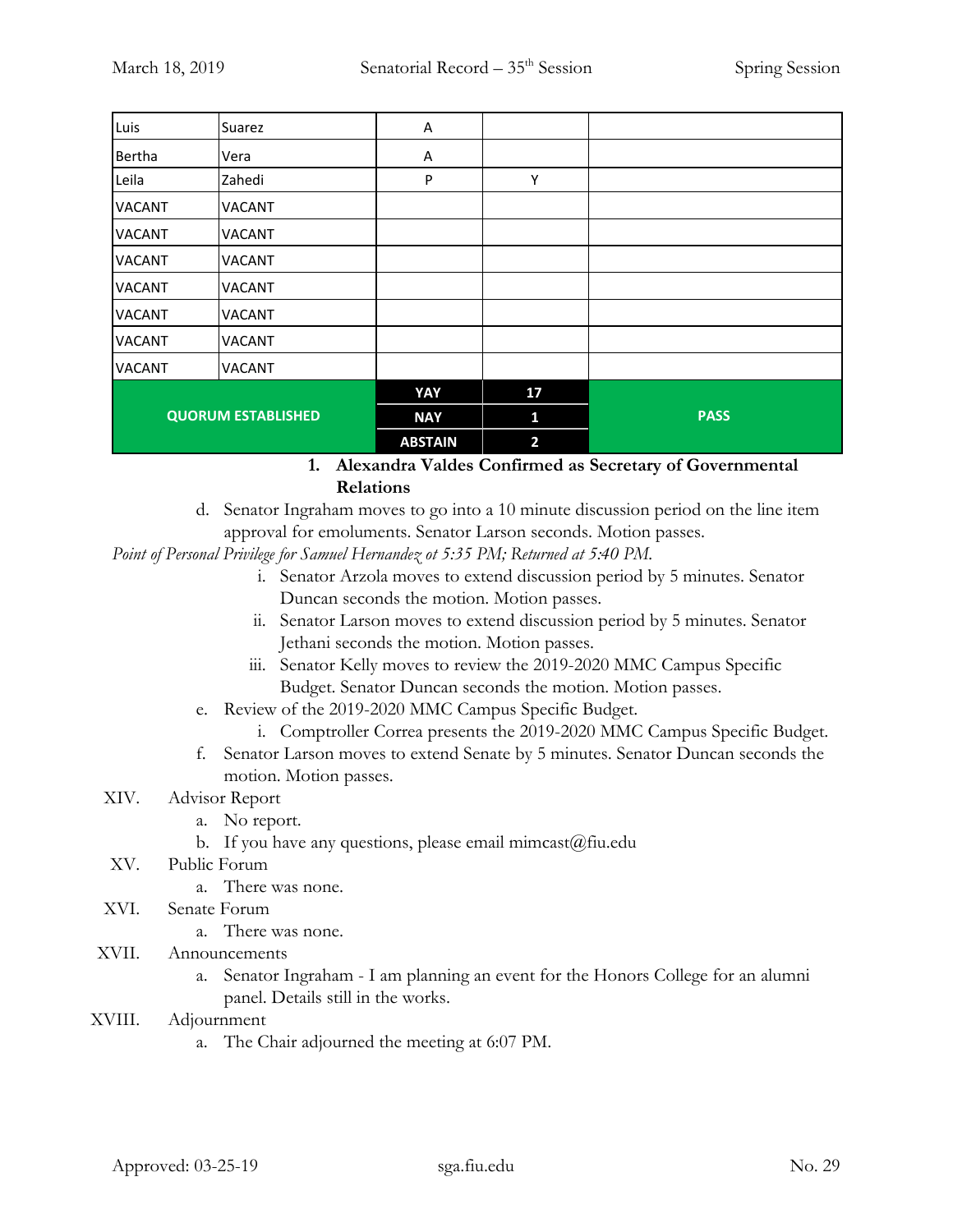| | | | | |
|---|---|---|---|---|
| Luis | Suarez | A | | |
| Bertha | Vera | A | | |
| Leila | Zahedi | P | Y | |
| VACANT | VACANT | | | |
| VACANT | VACANT | | | |
| VACANT | VACANT | | | |
| VACANT | VACANT | | | |
| VACANT | VACANT | | | |
| VACANT | VACANT | | | |
| VACANT | VACANT | | | |
| **QUORUM ESTABLISHED** | | **YAY** | **17** | **PASS** |
| | | **NAY** | **1** | |
| | | **ABSTAIN** | **2** | |

1. **Alexandra Valdes Confirmed as Secretary of Governmental Relations**

d. Senator Ingraham moves to go into a 10 minute discussion period on the line item approval for emoluments. Senator Larson seconds. Motion passes.

*Point of Personal Privilege for Samuel Hernandez ot 5:35 PM; Returned at 5:40 PM.*

i. Senator Arzola moves to extend discussion period by 5 minutes. Senator Duncan seconds the motion. Motion passes.

ii. Senator Larson moves to extend discussion period by 5 minutes. Senator Jethani seconds the motion. Motion passes.

iii. Senator Kelly moves to review the 2019-2020 MMC Campus Specific Budget. Senator Duncan seconds the motion. Motion passes.

e. Review of the 2019-2020 MMC Campus Specific Budget.

i. Comptroller Correa presents the 2019-2020 MMC Campus Specific Budget.

f. Senator Larson moves to extend Senate by 5 minutes. Senator Duncan seconds the motion. Motion passes.

XIV. Advisor Report

a. No report.

b. If you have any questions, please email mimcast@fiu.edu

XV. Public Forum

a. There was none.

XVI. Senate Forum

a. There was none.

XVII. Announcements

a. Senator Ingraham - I am planning an event for the Honors College for an alumni panel. Details still in the works.

XVIII. Adjournment

a. The Chair adjourned the meeting at 6:07 PM.

Approved: 03-25-19